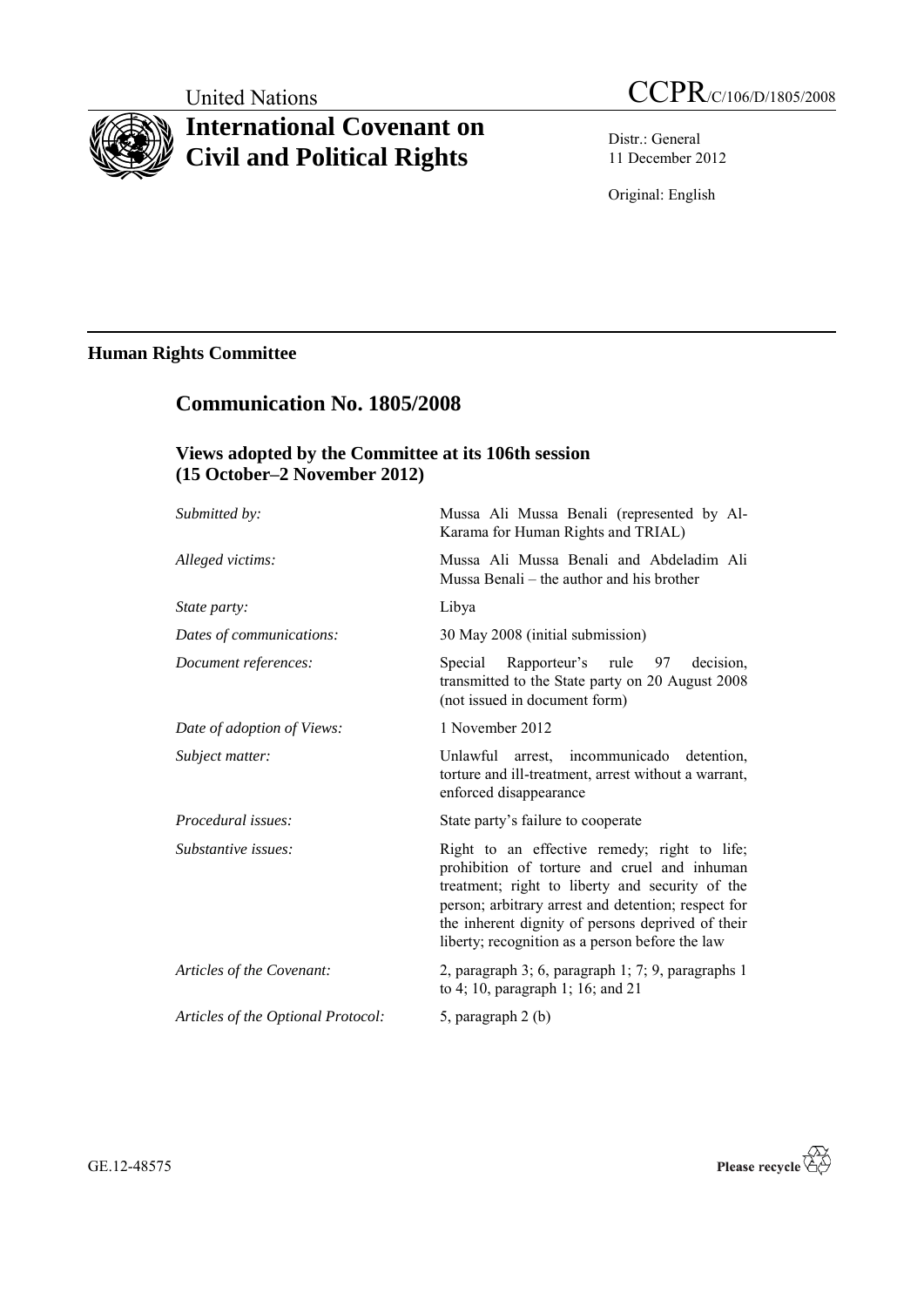United Nations

CCPR/C/106/D/1805/2008

# International Covenant on Civil and Political Rights

Distr.: General
11 December 2012

Original: English

## Human Rights Committee

## Communication No. 1805/2008

### Views adopted by the Committee at its 106th session (15 October–2 November 2012)

| | |
|---|---|
| *Submitted by:* | Mussa Ali Mussa Benali (represented by Al-Karama for Human Rights and TRIAL) |
| *Alleged victims:* | Mussa Ali Mussa Benali and Abdeladim Ali Mussa Benali – the author and his brother |
| *State party:* | Libya |
| *Dates of communications:* | 30 May 2008 (initial submission) |
| *Document references:* | Special Rapporteur's rule 97 decision, transmitted to the State party on 20 August 2008 (not issued in document form) |
| *Date of adoption of Views:* | 1 November 2012 |
| *Subject matter:* | Unlawful arrest, incommunicado detention, torture and ill-treatment, arrest without a warrant, enforced disappearance |
| *Procedural issues:* | State party's failure to cooperate |
| *Substantive issues:* | Right to an effective remedy; right to life; prohibition of torture and cruel and inhuman treatment; right to liberty and security of the person; arbitrary arrest and detention; respect for the inherent dignity of persons deprived of their liberty; recognition as a person before the law |
| *Articles of the Covenant:* | 2, paragraph 3; 6, paragraph 1; 7; 9, paragraphs 1 to 4; 10, paragraph 1; 16; and 21 |
| *Articles of the Optional Protocol:* | 5, paragraph 2 (b) |

GE.12-48575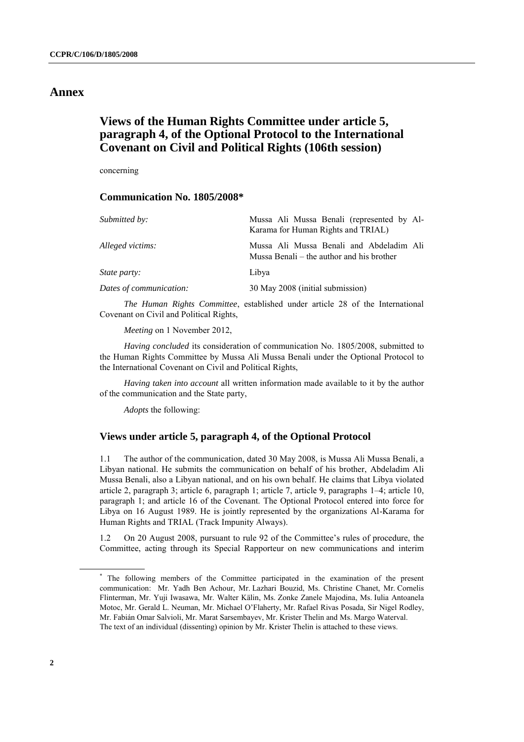# Annex

## Views of the Human Rights Committee under article 5, paragraph 4, of the Optional Protocol to the International Covenant on Civil and Political Rights (106th session)

concerning

### Communication No. 1805/2008*

| | |
|---|---|
| *Submitted by:* | Mussa Ali Mussa Benali (represented by Al-Karama for Human Rights and TRIAL) |
| *Alleged victims:* | Mussa Ali Mussa Benali and Abdeladim Ali Mussa Benali – the author and his brother |
| *State party:* | Libya |
| *Dates of communication:* | 30 May 2008 (initial submission) |

*The Human Rights Committee*, established under article 28 of the International Covenant on Civil and Political Rights,

*Meeting* on 1 November 2012,

*Having concluded* its consideration of communication No. 1805/2008, submitted to the Human Rights Committee by Mussa Ali Mussa Benali under the Optional Protocol to the International Covenant on Civil and Political Rights,

*Having taken into account* all written information made available to it by the author of the communication and the State party,

*Adopts* the following:

### Views under article 5, paragraph 4, of the Optional Protocol

1.1 The author of the communication, dated 30 May 2008, is Mussa Ali Mussa Benali, a Libyan national. He submits the communication on behalf of his brother, Abdeladim Ali Mussa Benali, also a Libyan national, and on his own behalf. He claims that Libya violated article 2, paragraph 3; article 6, paragraph 1; article 7, article 9, paragraphs 1–4; article 10, paragraph 1; and article 16 of the Covenant. The Optional Protocol entered into force for Libya on 16 August 1989. He is jointly represented by the organizations Al-Karama for Human Rights and TRIAL (Track Impunity Always).

1.2 On 20 August 2008, pursuant to rule 92 of the Committee's rules of procedure, the Committee, acting through its Special Rapporteur on new communications and interim

---

* The following members of the Committee participated in the examination of the present communication: Mr. Yadh Ben Achour, Mr. Lazhari Bouzid, Ms. Christine Chanet, Mr. Cornelis Flinterman, Mr. Yuji Iwasawa, Mr. Walter Kälin, Ms. Zonke Zanele Majodina, Ms. Iulia Antoanela Motoc, Mr. Gerald L. Neuman, Mr. Michael O'Flaherty, Mr. Rafael Rivas Posada, Sir Nigel Rodley, Mr. Fabián Omar Salvioli, Mr. Marat Sarsembayev, Mr. Krister Thelin and Ms. Margo Waterval.
The text of an individual (dissenting) opinion by Mr. Krister Thelin is attached to these views.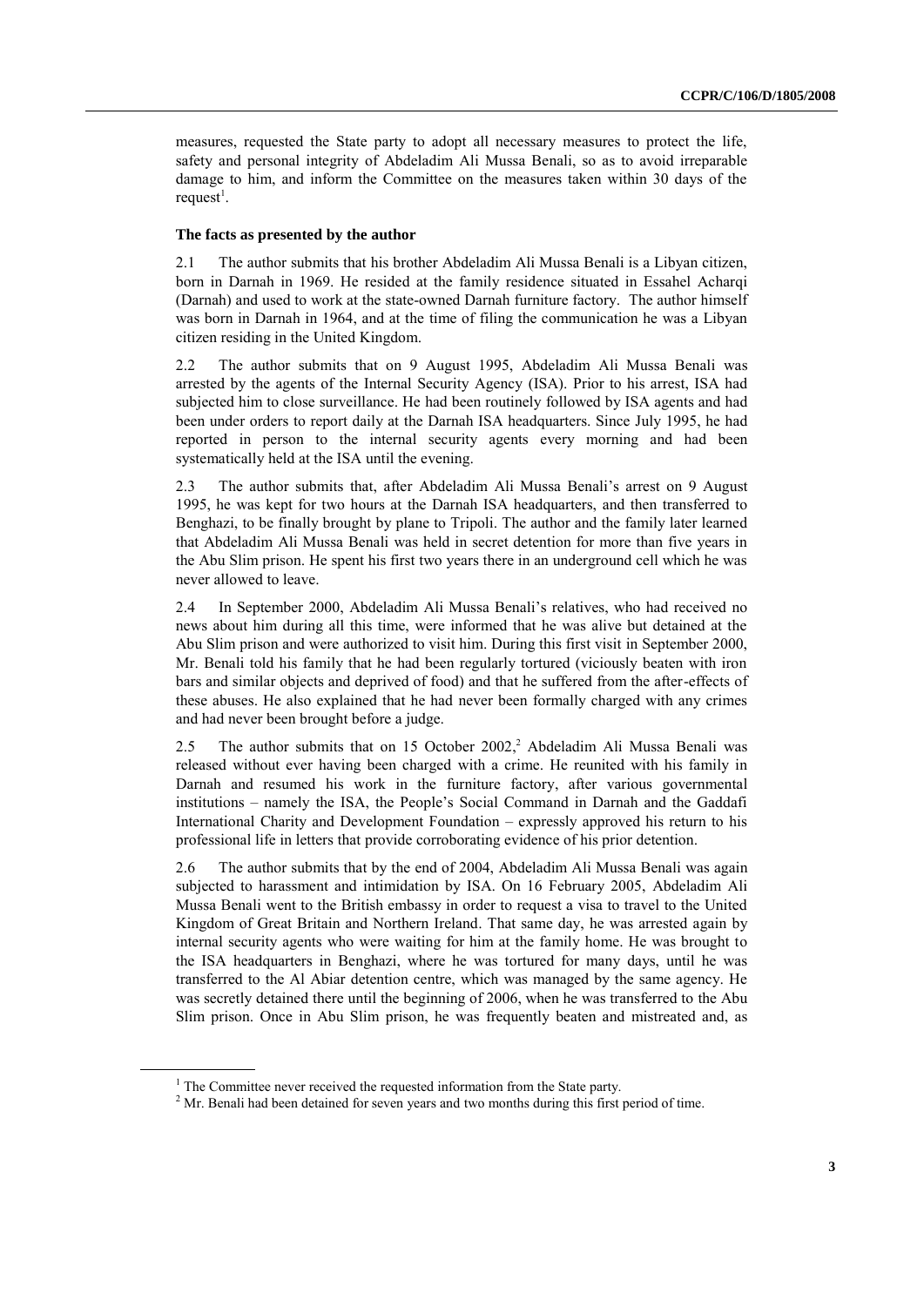measures, requested the State party to adopt all necessary measures to protect the life, safety and personal integrity of Abdeladim Ali Mussa Benali, so as to avoid irreparable damage to him, and inform the Committee on the measures taken within 30 days of the request[1].

### The facts as presented by the author

2.1 The author submits that his brother Abdeladim Ali Mussa Benali is a Libyan citizen, born in Darnah in 1969. He resided at the family residence situated in Essahel Acharqi (Darnah) and used to work at the state-owned Darnah furniture factory. The author himself was born in Darnah in 1964, and at the time of filing the communication he was a Libyan citizen residing in the United Kingdom.

2.2 The author submits that on 9 August 1995, Abdeladim Ali Mussa Benali was arrested by the agents of the Internal Security Agency (ISA). Prior to his arrest, ISA had subjected him to close surveillance. He had been routinely followed by ISA agents and had been under orders to report daily at the Darnah ISA headquarters. Since July 1995, he had reported in person to the internal security agents every morning and had been systematically held at the ISA until the evening.

2.3 The author submits that, after Abdeladim Ali Mussa Benali's arrest on 9 August 1995, he was kept for two hours at the Darnah ISA headquarters, and then transferred to Benghazi, to be finally brought by plane to Tripoli. The author and the family later learned that Abdeladim Ali Mussa Benali was held in secret detention for more than five years in the Abu Slim prison. He spent his first two years there in an underground cell which he was never allowed to leave.

2.4 In September 2000, Abdeladim Ali Mussa Benali's relatives, who had received no news about him during all this time, were informed that he was alive but detained at the Abu Slim prison and were authorized to visit him. During this first visit in September 2000, Mr. Benali told his family that he had been regularly tortured (viciously beaten with iron bars and similar objects and deprived of food) and that he suffered from the after-effects of these abuses. He also explained that he had never been formally charged with any crimes and had never been brought before a judge.

2.5 The author submits that on 15 October 2002,[2] Abdeladim Ali Mussa Benali was released without ever having been charged with a crime. He reunited with his family in Darnah and resumed his work in the furniture factory, after various governmental institutions – namely the ISA, the People's Social Command in Darnah and the Gaddafi International Charity and Development Foundation – expressly approved his return to his professional life in letters that provide corroborating evidence of his prior detention.

2.6 The author submits that by the end of 2004, Abdeladim Ali Mussa Benali was again subjected to harassment and intimidation by ISA. On 16 February 2005, Abdeladim Ali Mussa Benali went to the British embassy in order to request a visa to travel to the United Kingdom of Great Britain and Northern Ireland. That same day, he was arrested again by internal security agents who were waiting for him at the family home. He was brought to the ISA headquarters in Benghazi, where he was tortured for many days, until he was transferred to the Al Abiar detention centre, which was managed by the same agency. He was secretly detained there until the beginning of 2006, when he was transferred to the Abu Slim prison. Once in Abu Slim prison, he was frequently beaten and mistreated and, as

[1] The Committee never received the requested information from the State party.

[2] Mr. Benali had been detained for seven years and two months during this first period of time.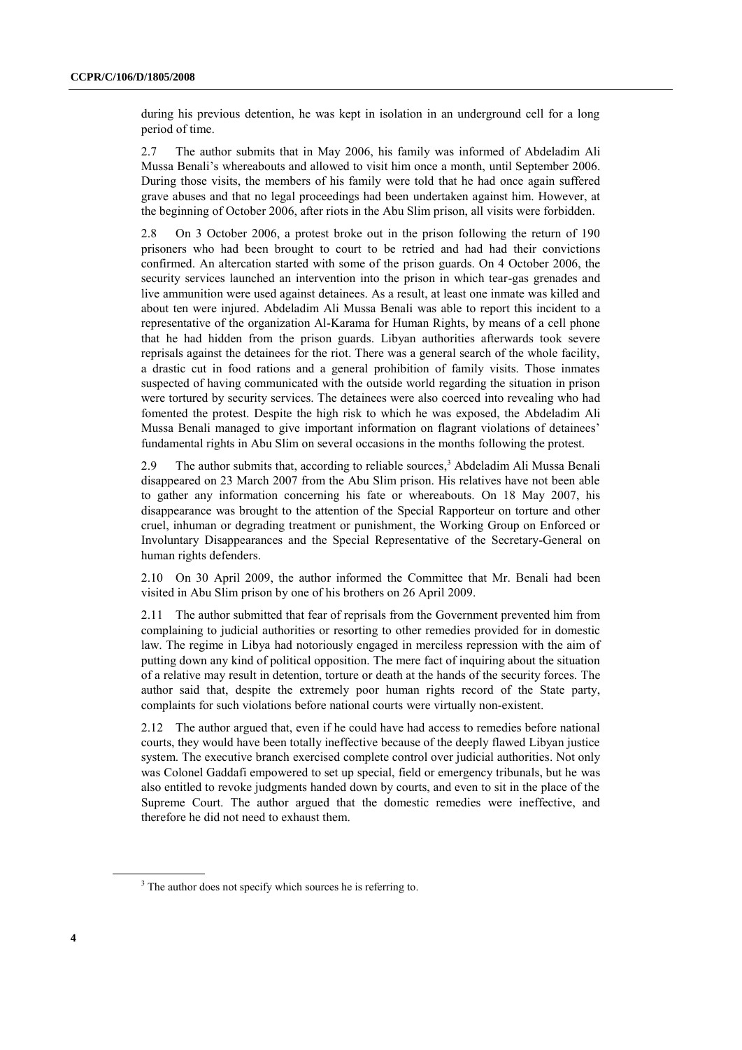during his previous detention, he was kept in isolation in an underground cell for a long period of time.

2.7 The author submits that in May 2006, his family was informed of Abdeladim Ali Mussa Benali's whereabouts and allowed to visit him once a month, until September 2006. During those visits, the members of his family were told that he had once again suffered grave abuses and that no legal proceedings had been undertaken against him. However, at the beginning of October 2006, after riots in the Abu Slim prison, all visits were forbidden.

2.8 On 3 October 2006, a protest broke out in the prison following the return of 190 prisoners who had been brought to court to be retried and had had their convictions confirmed. An altercation started with some of the prison guards. On 4 October 2006, the security services launched an intervention into the prison in which tear-gas grenades and live ammunition were used against detainees. As a result, at least one inmate was killed and about ten were injured. Abdeladim Ali Mussa Benali was able to report this incident to a representative of the organization Al-Karama for Human Rights, by means of a cell phone that he had hidden from the prison guards. Libyan authorities afterwards took severe reprisals against the detainees for the riot. There was a general search of the whole facility, a drastic cut in food rations and a general prohibition of family visits. Those inmates suspected of having communicated with the outside world regarding the situation in prison were tortured by security services. The detainees were also coerced into revealing who had fomented the protest. Despite the high risk to which he was exposed, the Abdeladim Ali Mussa Benali managed to give important information on flagrant violations of detainees' fundamental rights in Abu Slim on several occasions in the months following the protest.

2.9 The author submits that, according to reliable sources,[3] Abdeladim Ali Mussa Benali disappeared on 23 March 2007 from the Abu Slim prison. His relatives have not been able to gather any information concerning his fate or whereabouts. On 18 May 2007, his disappearance was brought to the attention of the Special Rapporteur on torture and other cruel, inhuman or degrading treatment or punishment, the Working Group on Enforced or Involuntary Disappearances and the Special Representative of the Secretary-General on human rights defenders.

2.10 On 30 April 2009, the author informed the Committee that Mr. Benali had been visited in Abu Slim prison by one of his brothers on 26 April 2009.

2.11 The author submitted that fear of reprisals from the Government prevented him from complaining to judicial authorities or resorting to other remedies provided for in domestic law. The regime in Libya had notoriously engaged in merciless repression with the aim of putting down any kind of political opposition. The mere fact of inquiring about the situation of a relative may result in detention, torture or death at the hands of the security forces. The author said that, despite the extremely poor human rights record of the State party, complaints for such violations before national courts were virtually non-existent.

2.12 The author argued that, even if he could have had access to remedies before national courts, they would have been totally ineffective because of the deeply flawed Libyan justice system. The executive branch exercised complete control over judicial authorities. Not only was Colonel Gaddafi empowered to set up special, field or emergency tribunals, but he was also entitled to revoke judgments handed down by courts, and even to sit in the place of the Supreme Court. The author argued that the domestic remedies were ineffective, and therefore he did not need to exhaust them.

[3] The author does not specify which sources he is referring to.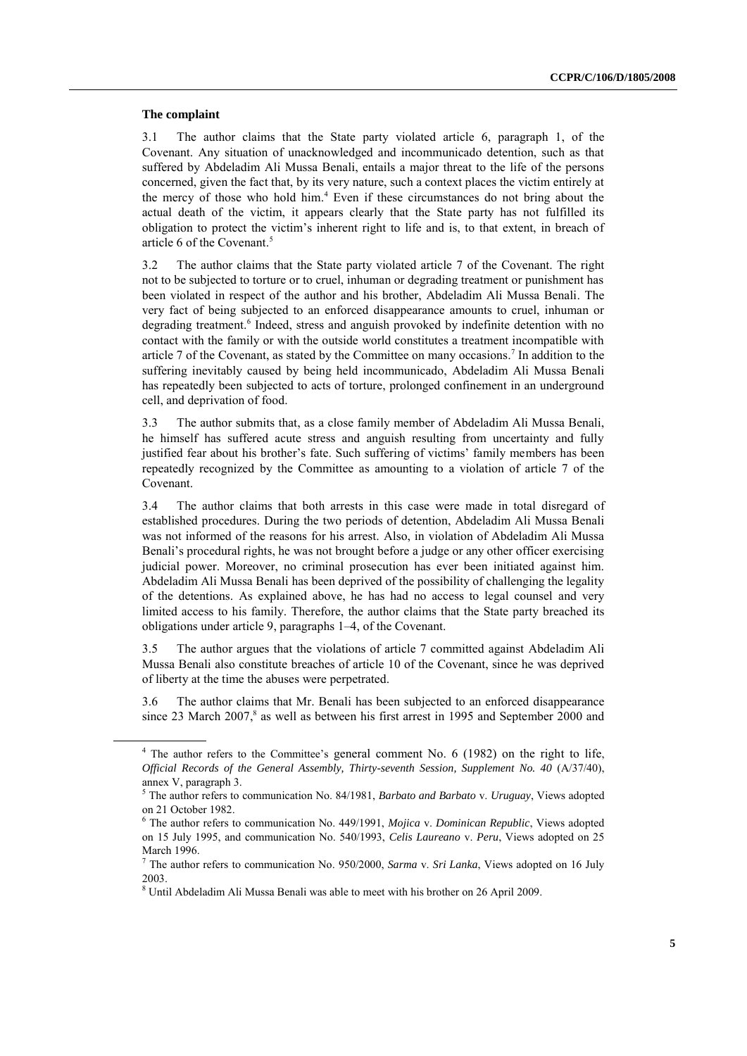### The complaint

3.1 The author claims that the State party violated article 6, paragraph 1, of the Covenant. Any situation of unacknowledged and incommunicado detention, such as that suffered by Abdeladim Ali Mussa Benali, entails a major threat to the life of the persons concerned, given the fact that, by its very nature, such a context places the victim entirely at the mercy of those who hold him.[4] Even if these circumstances do not bring about the actual death of the victim, it appears clearly that the State party has not fulfilled its obligation to protect the victim's inherent right to life and is, to that extent, in breach of article 6 of the Covenant.[5]

3.2 The author claims that the State party violated article 7 of the Covenant. The right not to be subjected to torture or to cruel, inhuman or degrading treatment or punishment has been violated in respect of the author and his brother, Abdeladim Ali Mussa Benali. The very fact of being subjected to an enforced disappearance amounts to cruel, inhuman or degrading treatment.[6] Indeed, stress and anguish provoked by indefinite detention with no contact with the family or with the outside world constitutes a treatment incompatible with article 7 of the Covenant, as stated by the Committee on many occasions.[7] In addition to the suffering inevitably caused by being held incommunicado, Abdeladim Ali Mussa Benali has repeatedly been subjected to acts of torture, prolonged confinement in an underground cell, and deprivation of food.

3.3 The author submits that, as a close family member of Abdeladim Ali Mussa Benali, he himself has suffered acute stress and anguish resulting from uncertainty and fully justified fear about his brother's fate. Such suffering of victims' family members has been repeatedly recognized by the Committee as amounting to a violation of article 7 of the Covenant.

3.4 The author claims that both arrests in this case were made in total disregard of established procedures. During the two periods of detention, Abdeladim Ali Mussa Benali was not informed of the reasons for his arrest. Also, in violation of Abdeladim Ali Mussa Benali's procedural rights, he was not brought before a judge or any other officer exercising judicial power. Moreover, no criminal prosecution has ever been initiated against him. Abdeladim Ali Mussa Benali has been deprived of the possibility of challenging the legality of the detentions. As explained above, he has had no access to legal counsel and very limited access to his family. Therefore, the author claims that the State party breached its obligations under article 9, paragraphs 1–4, of the Covenant.

3.5 The author argues that the violations of article 7 committed against Abdeladim Ali Mussa Benali also constitute breaches of article 10 of the Covenant, since he was deprived of liberty at the time the abuses were perpetrated.

3.6 The author claims that Mr. Benali has been subjected to an enforced disappearance since 23 March 2007,[8] as well as between his first arrest in 1995 and September 2000 and

---

[4] The author refers to the Committee's general comment No. 6 (1982) on the right to life, *Official Records of the General Assembly, Thirty-seventh Session, Supplement No. 40* (A/37/40), annex V, paragraph 3.

[5] The author refers to communication No. 84/1981, *Barbato and Barbato* v. *Uruguay*, Views adopted on 21 October 1982.

[6] The author refers to communication No. 449/1991, *Mojica* v. *Dominican Republic*, Views adopted on 15 July 1995, and communication No. 540/1993, *Celis Laureano* v. *Peru*, Views adopted on 25 March 1996.

[7] The author refers to communication No. 950/2000, *Sarma* v. *Sri Lanka*, Views adopted on 16 July 2003.

[8] Until Abdeladim Ali Mussa Benali was able to meet with his brother on 26 April 2009.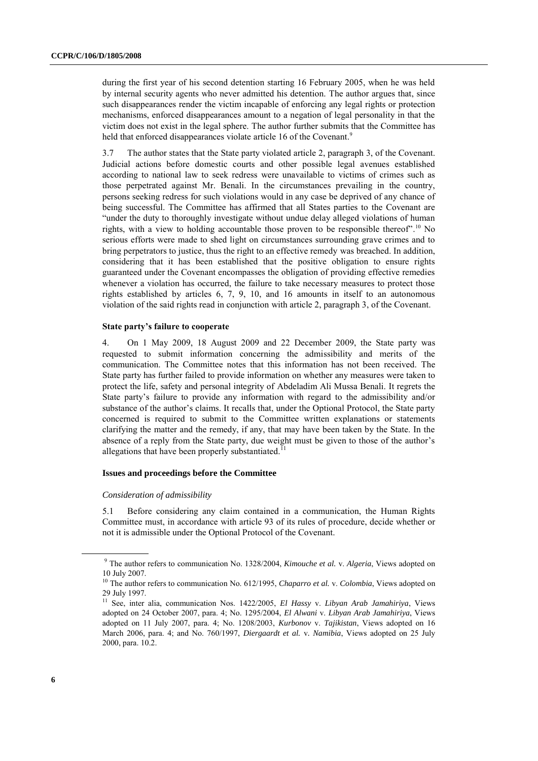during the first year of his second detention starting 16 February 2005, when he was held by internal security agents who never admitted his detention. The author argues that, since such disappearances render the victim incapable of enforcing any legal rights or protection mechanisms, enforced disappearances amount to a negation of legal personality in that the victim does not exist in the legal sphere. The author further submits that the Committee has held that enforced disappearances violate article 16 of the Covenant.[9]

3.7 The author states that the State party violated article 2, paragraph 3, of the Covenant. Judicial actions before domestic courts and other possible legal avenues established according to national law to seek redress were unavailable to victims of crimes such as those perpetrated against Mr. Benali. In the circumstances prevailing in the country, persons seeking redress for such violations would in any case be deprived of any chance of being successful. The Committee has affirmed that all States parties to the Covenant are "under the duty to thoroughly investigate without undue delay alleged violations of human rights, with a view to holding accountable those proven to be responsible thereof".[10] No serious efforts were made to shed light on circumstances surrounding grave crimes and to bring perpetrators to justice, thus the right to an effective remedy was breached. In addition, considering that it has been established that the positive obligation to ensure rights guaranteed under the Covenant encompasses the obligation of providing effective remedies whenever a violation has occurred, the failure to take necessary measures to protect those rights established by articles 6, 7, 9, 10, and 16 amounts in itself to an autonomous violation of the said rights read in conjunction with article 2, paragraph 3, of the Covenant.

### State party's failure to cooperate

4. On 1 May 2009, 18 August 2009 and 22 December 2009, the State party was requested to submit information concerning the admissibility and merits of the communication. The Committee notes that this information has not been received. The State party has further failed to provide information on whether any measures were taken to protect the life, safety and personal integrity of Abdeladim Ali Mussa Benali. It regrets the State party's failure to provide any information with regard to the admissibility and/or substance of the author's claims. It recalls that, under the Optional Protocol, the State party concerned is required to submit to the Committee written explanations or statements clarifying the matter and the remedy, if any, that may have been taken by the State. In the absence of a reply from the State party, due weight must be given to those of the author's allegations that have been properly substantiated.[11]

### Issues and proceedings before the Committee

*Consideration of admissibility*

5.1 Before considering any claim contained in a communication, the Human Rights Committee must, in accordance with article 93 of its rules of procedure, decide whether or not it is admissible under the Optional Protocol of the Covenant.

---

[9] The author refers to communication No. 1328/2004, *Kimouche et al.* v. *Algeria*, Views adopted on 10 July 2007.

[10] The author refers to communication No. 612/1995, *Chaparro et al.* v. *Colombia*, Views adopted on 29 July 1997.

[11] See, inter alia, communication Nos. 1422/2005, *El Hassy* v. *Libyan Arab Jamahiriya*, Views adopted on 24 October 2007, para. 4; No. 1295/2004, *El Alwani* v. *Libyan Arab Jamahiriya*, Views adopted on 11 July 2007, para. 4; No. 1208/2003, *Kurbonov* v. *Tajikistan*, Views adopted on 16 March 2006, para. 4; and No. 760/1997, *Diergaardt et al.* v. *Namibia*, Views adopted on 25 July 2000, para. 10.2.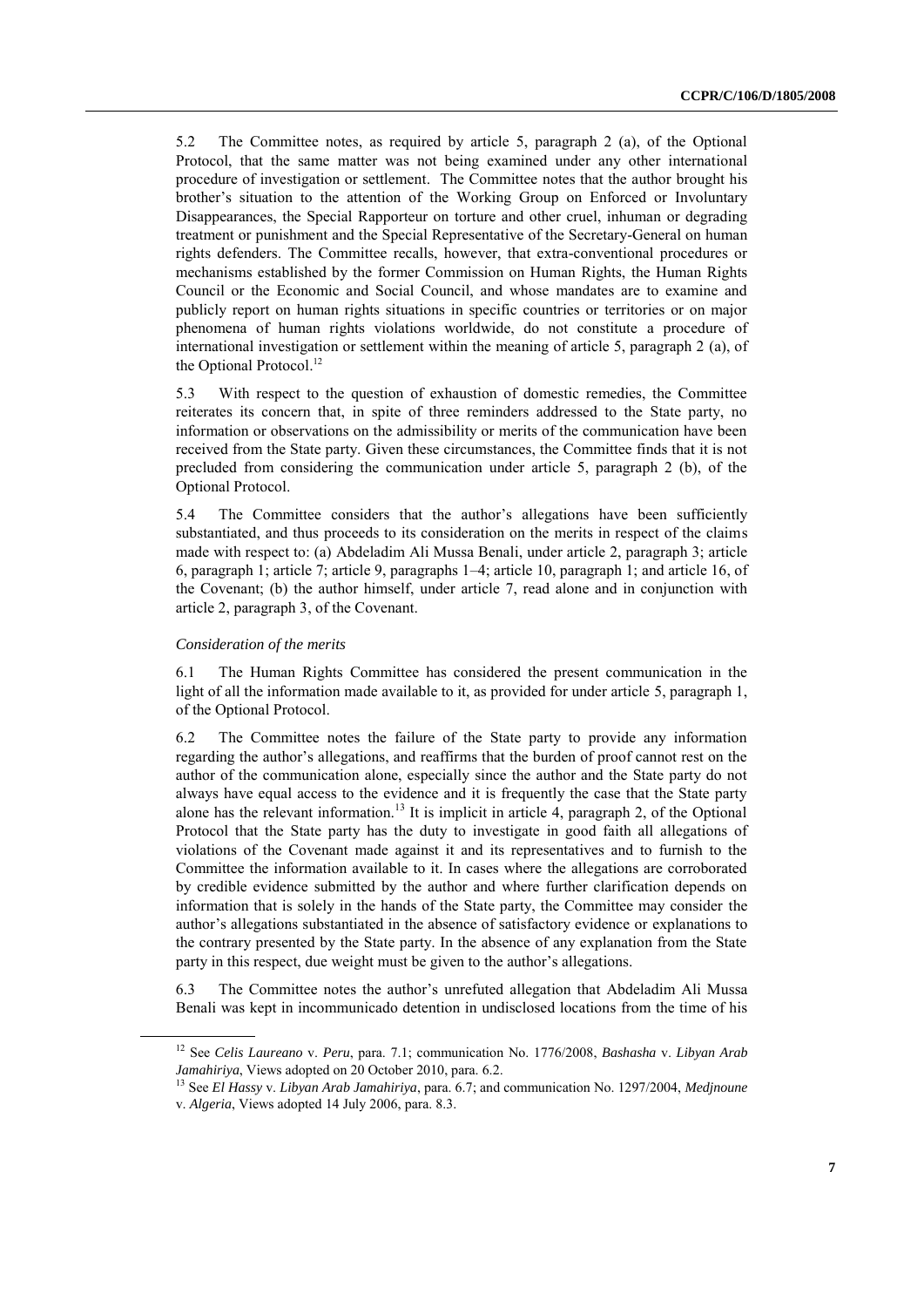5.2 The Committee notes, as required by article 5, paragraph 2 (a), of the Optional Protocol, that the same matter was not being examined under any other international procedure of investigation or settlement. The Committee notes that the author brought his brother's situation to the attention of the Working Group on Enforced or Involuntary Disappearances, the Special Rapporteur on torture and other cruel, inhuman or degrading treatment or punishment and the Special Representative of the Secretary-General on human rights defenders. The Committee recalls, however, that extra-conventional procedures or mechanisms established by the former Commission on Human Rights, the Human Rights Council or the Economic and Social Council, and whose mandates are to examine and publicly report on human rights situations in specific countries or territories or on major phenomena of human rights violations worldwide, do not constitute a procedure of international investigation or settlement within the meaning of article 5, paragraph 2 (a), of the Optional Protocol.[12]

5.3 With respect to the question of exhaustion of domestic remedies, the Committee reiterates its concern that, in spite of three reminders addressed to the State party, no information or observations on the admissibility or merits of the communication have been received from the State party. Given these circumstances, the Committee finds that it is not precluded from considering the communication under article 5, paragraph 2 (b), of the Optional Protocol.

5.4 The Committee considers that the author's allegations have been sufficiently substantiated, and thus proceeds to its consideration on the merits in respect of the claims made with respect to: (a) Abdeladim Ali Mussa Benali, under article 2, paragraph 3; article 6, paragraph 1; article 7; article 9, paragraphs 1–4; article 10, paragraph 1; and article 16, of the Covenant; (b) the author himself, under article 7, read alone and in conjunction with article 2, paragraph 3, of the Covenant.

*Consideration of the merits*

6.1 The Human Rights Committee has considered the present communication in the light of all the information made available to it, as provided for under article 5, paragraph 1, of the Optional Protocol.

6.2 The Committee notes the failure of the State party to provide any information regarding the author's allegations, and reaffirms that the burden of proof cannot rest on the author of the communication alone, especially since the author and the State party do not always have equal access to the evidence and it is frequently the case that the State party alone has the relevant information.[13] It is implicit in article 4, paragraph 2, of the Optional Protocol that the State party has the duty to investigate in good faith all allegations of violations of the Covenant made against it and its representatives and to furnish to the Committee the information available to it. In cases where the allegations are corroborated by credible evidence submitted by the author and where further clarification depends on information that is solely in the hands of the State party, the Committee may consider the author's allegations substantiated in the absence of satisfactory evidence or explanations to the contrary presented by the State party. In the absence of any explanation from the State party in this respect, due weight must be given to the author's allegations.

6.3 The Committee notes the author's unrefuted allegation that Abdeladim Ali Mussa Benali was kept in incommunicado detention in undisclosed locations from the time of his

---

[12] See *Celis Laureano* v. *Peru*, para. 7.1; communication No. 1776/2008, *Bashasha* v. *Libyan Arab Jamahiriya*, Views adopted on 20 October 2010, para. 6.2.

[13] See *El Hassy* v. *Libyan Arab Jamahiriya*, para. 6.7; and communication No. 1297/2004, *Medjnoune* v. *Algeria*, Views adopted 14 July 2006, para. 8.3.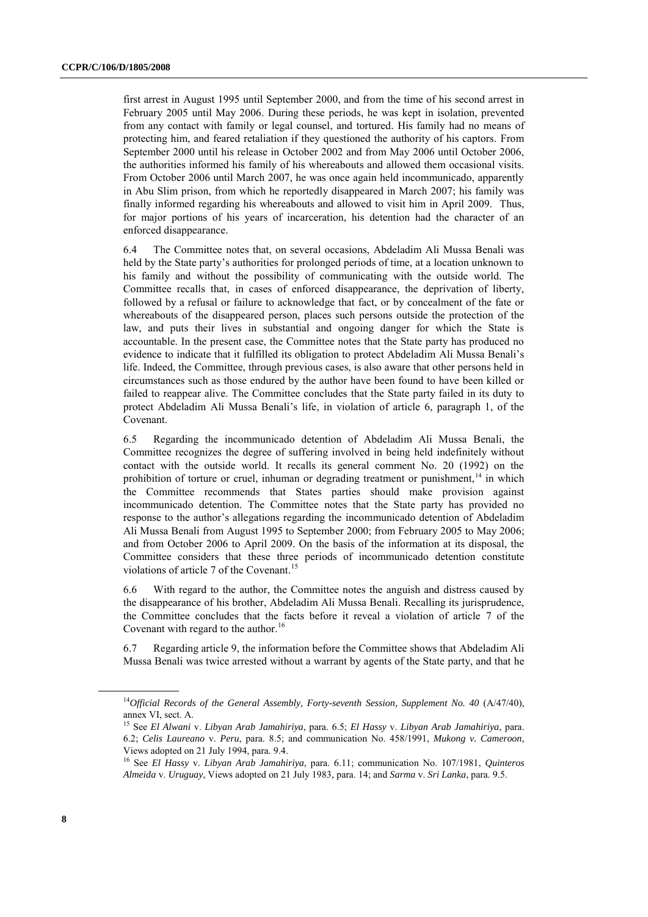first arrest in August 1995 until September 2000, and from the time of his second arrest in February 2005 until May 2006. During these periods, he was kept in isolation, prevented from any contact with family or legal counsel, and tortured. His family had no means of protecting him, and feared retaliation if they questioned the authority of his captors. From September 2000 until his release in October 2002 and from May 2006 until October 2006, the authorities informed his family of his whereabouts and allowed them occasional visits. From October 2006 until March 2007, he was once again held incommunicado, apparently in Abu Slim prison, from which he reportedly disappeared in March 2007; his family was finally informed regarding his whereabouts and allowed to visit him in April 2009. Thus, for major portions of his years of incarceration, his detention had the character of an enforced disappearance.

6.4 The Committee notes that, on several occasions, Abdeladim Ali Mussa Benali was held by the State party's authorities for prolonged periods of time, at a location unknown to his family and without the possibility of communicating with the outside world. The Committee recalls that, in cases of enforced disappearance, the deprivation of liberty, followed by a refusal or failure to acknowledge that fact, or by concealment of the fate or whereabouts of the disappeared person, places such persons outside the protection of the law, and puts their lives in substantial and ongoing danger for which the State is accountable. In the present case, the Committee notes that the State party has produced no evidence to indicate that it fulfilled its obligation to protect Abdeladim Ali Mussa Benali's life. Indeed, the Committee, through previous cases, is also aware that other persons held in circumstances such as those endured by the author have been found to have been killed or failed to reappear alive. The Committee concludes that the State party failed in its duty to protect Abdeladim Ali Mussa Benali's life, in violation of article 6, paragraph 1, of the Covenant.

6.5 Regarding the incommunicado detention of Abdeladim Ali Mussa Benali, the Committee recognizes the degree of suffering involved in being held indefinitely without contact with the outside world. It recalls its general comment No. 20 (1992) on the prohibition of torture or cruel, inhuman or degrading treatment or punishment,[14] in which the Committee recommends that States parties should make provision against incommunicado detention. The Committee notes that the State party has provided no response to the author's allegations regarding the incommunicado detention of Abdeladim Ali Mussa Benali from August 1995 to September 2000; from February 2005 to May 2006; and from October 2006 to April 2009. On the basis of the information at its disposal, the Committee considers that these three periods of incommunicado detention constitute violations of article 7 of the Covenant.[15]

6.6 With regard to the author, the Committee notes the anguish and distress caused by the disappearance of his brother, Abdeladim Ali Mussa Benali. Recalling its jurisprudence, the Committee concludes that the facts before it reveal a violation of article 7 of the Covenant with regard to the author.[16]

6.7 Regarding article 9, the information before the Committee shows that Abdeladim Ali Mussa Benali was twice arrested without a warrant by agents of the State party, and that he

---

[14] *Official Records of the General Assembly, Forty-seventh Session, Supplement No. 40* (A/47/40), annex VI, sect. A.

[15] See *El Alwani* v. *Libyan Arab Jamahiriya*, para. 6.5; *El Hassy* v. *Libyan Arab Jamahiriya*, para. 6.2; *Celis Laureano* v. *Peru*, para. 8.5; and communication No. 458/1991, *Mukong v. Cameroon*, Views adopted on 21 July 1994, para. 9.4.

[16] See *El Hassy* v. *Libyan Arab Jamahiriya*, para. 6.11; communication No. 107/1981, *Quinteros Almeida* v. *Uruguay*, Views adopted on 21 July 1983, para. 14; and *Sarma* v. *Sri Lanka*, para. 9.5.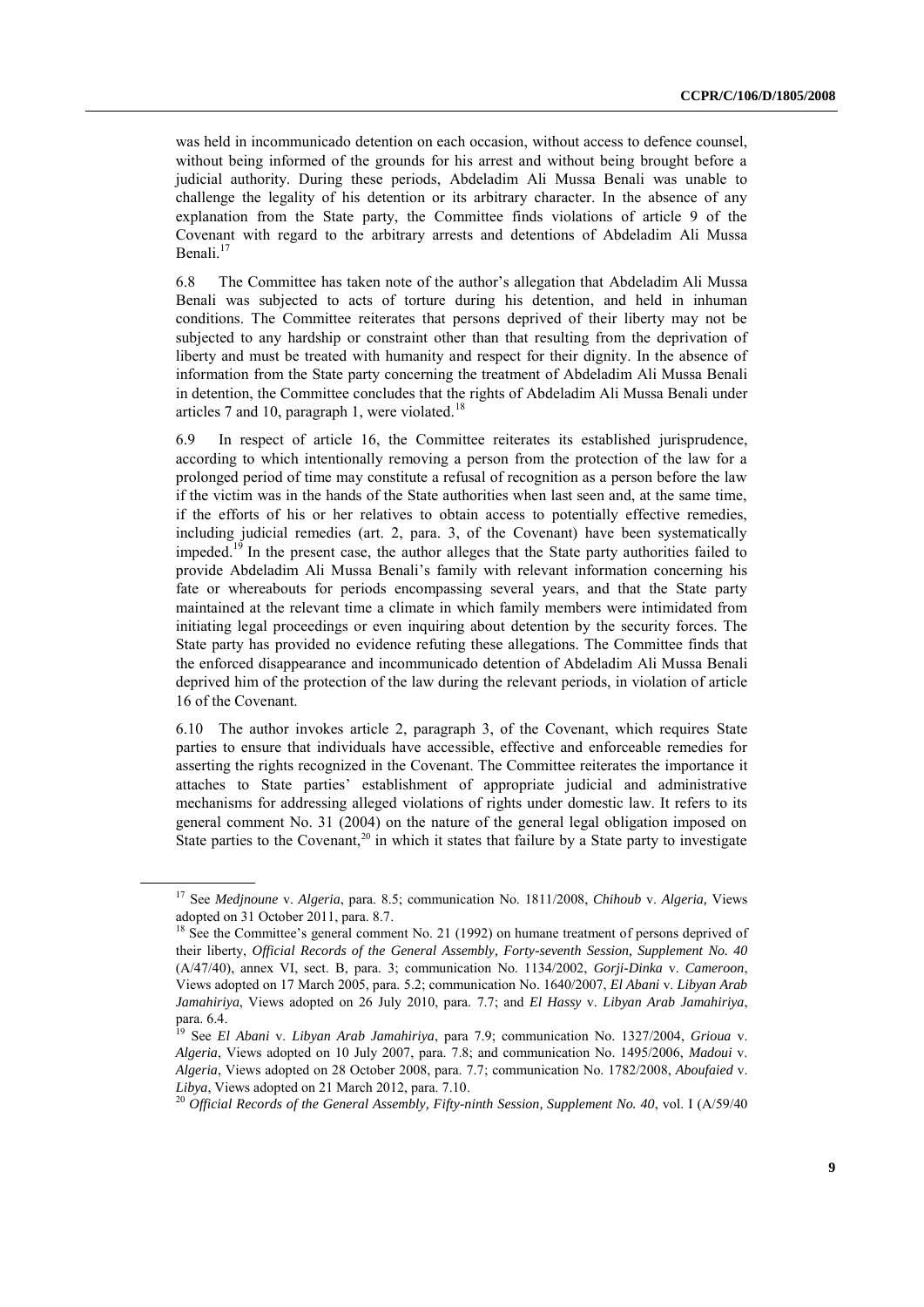was held in incommunicado detention on each occasion, without access to defence counsel, without being informed of the grounds for his arrest and without being brought before a judicial authority. During these periods, Abdeladim Ali Mussa Benali was unable to challenge the legality of his detention or its arbitrary character. In the absence of any explanation from the State party, the Committee finds violations of article 9 of the Covenant with regard to the arbitrary arrests and detentions of Abdeladim Ali Mussa Benali.[17]

6.8 The Committee has taken note of the author's allegation that Abdeladim Ali Mussa Benali was subjected to acts of torture during his detention, and held in inhuman conditions. The Committee reiterates that persons deprived of their liberty may not be subjected to any hardship or constraint other than that resulting from the deprivation of liberty and must be treated with humanity and respect for their dignity. In the absence of information from the State party concerning the treatment of Abdeladim Ali Mussa Benali in detention, the Committee concludes that the rights of Abdeladim Ali Mussa Benali under articles 7 and 10, paragraph 1, were violated.[18]

6.9 In respect of article 16, the Committee reiterates its established jurisprudence, according to which intentionally removing a person from the protection of the law for a prolonged period of time may constitute a refusal of recognition as a person before the law if the victim was in the hands of the State authorities when last seen and, at the same time, if the efforts of his or her relatives to obtain access to potentially effective remedies, including judicial remedies (art. 2, para. 3, of the Covenant) have been systematically impeded.[19] In the present case, the author alleges that the State party authorities failed to provide Abdeladim Ali Mussa Benali's family with relevant information concerning his fate or whereabouts for periods encompassing several years, and that the State party maintained at the relevant time a climate in which family members were intimidated from initiating legal proceedings or even inquiring about detention by the security forces. The State party has provided no evidence refuting these allegations. The Committee finds that the enforced disappearance and incommunicado detention of Abdeladim Ali Mussa Benali deprived him of the protection of the law during the relevant periods, in violation of article 16 of the Covenant.

6.10 The author invokes article 2, paragraph 3, of the Covenant, which requires State parties to ensure that individuals have accessible, effective and enforceable remedies for asserting the rights recognized in the Covenant. The Committee reiterates the importance it attaches to State parties' establishment of appropriate judicial and administrative mechanisms for addressing alleged violations of rights under domestic law. It refers to its general comment No. 31 (2004) on the nature of the general legal obligation imposed on State parties to the Covenant,[20] in which it states that failure by a State party to investigate

---

[17] See *Medjnoune* v. *Algeria*, para. 8.5; communication No. 1811/2008, *Chihoub* v. *Algeria*, Views adopted on 31 October 2011, para. 8.7.

[18] See the Committee's general comment No. 21 (1992) on humane treatment of persons deprived of their liberty, *Official Records of the General Assembly, Forty-seventh Session, Supplement No. 40* (A/47/40), annex VI, sect. B, para. 3; communication No. 1134/2002, *Gorji-Dinka* v. *Cameroon*, Views adopted on 17 March 2005, para. 5.2; communication No. 1640/2007, *El Abani* v. *Libyan Arab Jamahiriya*, Views adopted on 26 July 2010, para. 7.7; and *El Hassy* v. *Libyan Arab Jamahiriya*, para. 6.4.

[19] See *El Abani* v. *Libyan Arab Jamahiriya*, para 7.9; communication No. 1327/2004, *Grioua* v. *Algeria*, Views adopted on 10 July 2007, para. 7.8; and communication No. 1495/2006, *Madoui* v. *Algeria*, Views adopted on 28 October 2008, para. 7.7; communication No. 1782/2008, *Aboufaied* v. *Libya*, Views adopted on 21 March 2012, para. 7.10.

[20] *Official Records of the General Assembly, Fifty-ninth Session, Supplement No. 40*, vol. I (A/59/40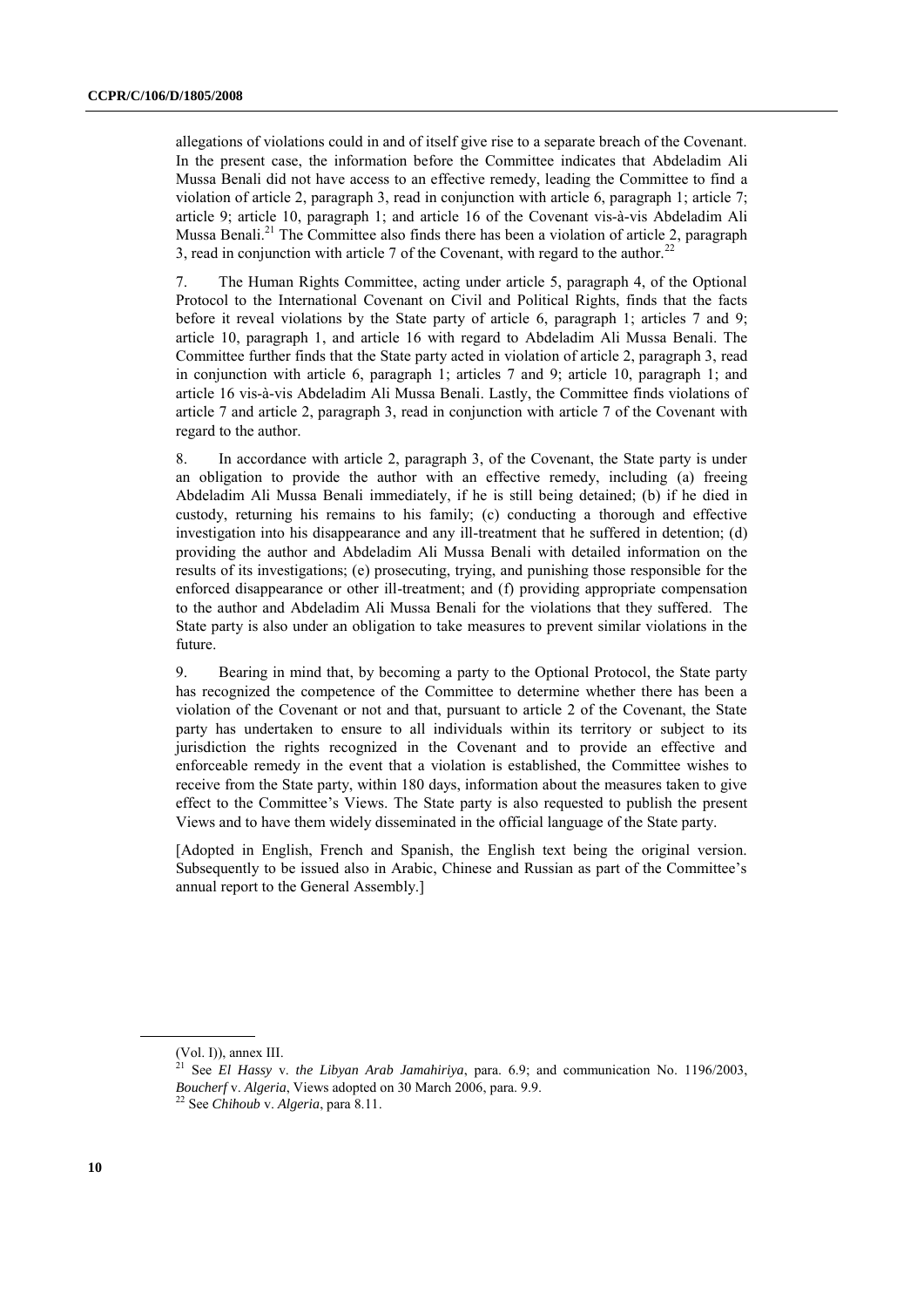allegations of violations could in and of itself give rise to a separate breach of the Covenant. In the present case, the information before the Committee indicates that Abdeladim Ali Mussa Benali did not have access to an effective remedy, leading the Committee to find a violation of article 2, paragraph 3, read in conjunction with article 6, paragraph 1; article 7; article 9; article 10, paragraph 1; and article 16 of the Covenant vis-à-vis Abdeladim Ali Mussa Benali.[21] The Committee also finds there has been a violation of article 2, paragraph 3, read in conjunction with article 7 of the Covenant, with regard to the author.[22]

7. The Human Rights Committee, acting under article 5, paragraph 4, of the Optional Protocol to the International Covenant on Civil and Political Rights, finds that the facts before it reveal violations by the State party of article 6, paragraph 1; articles 7 and 9; article 10, paragraph 1, and article 16 with regard to Abdeladim Ali Mussa Benali. The Committee further finds that the State party acted in violation of article 2, paragraph 3, read in conjunction with article 6, paragraph 1; articles 7 and 9; article 10, paragraph 1; and article 16 vis-à-vis Abdeladim Ali Mussa Benali. Lastly, the Committee finds violations of article 7 and article 2, paragraph 3, read in conjunction with article 7 of the Covenant with regard to the author.

8. In accordance with article 2, paragraph 3, of the Covenant, the State party is under an obligation to provide the author with an effective remedy, including (a) freeing Abdeladim Ali Mussa Benali immediately, if he is still being detained; (b) if he died in custody, returning his remains to his family; (c) conducting a thorough and effective investigation into his disappearance and any ill-treatment that he suffered in detention; (d) providing the author and Abdeladim Ali Mussa Benali with detailed information on the results of its investigations; (e) prosecuting, trying, and punishing those responsible for the enforced disappearance or other ill-treatment; and (f) providing appropriate compensation to the author and Abdeladim Ali Mussa Benali for the violations that they suffered. The State party is also under an obligation to take measures to prevent similar violations in the future.

9. Bearing in mind that, by becoming a party to the Optional Protocol, the State party has recognized the competence of the Committee to determine whether there has been a violation of the Covenant or not and that, pursuant to article 2 of the Covenant, the State party has undertaken to ensure to all individuals within its territory or subject to its jurisdiction the rights recognized in the Covenant and to provide an effective and enforceable remedy in the event that a violation is established, the Committee wishes to receive from the State party, within 180 days, information about the measures taken to give effect to the Committee's Views. The State party is also requested to publish the present Views and to have them widely disseminated in the official language of the State party.

[Adopted in English, French and Spanish, the English text being the original version. Subsequently to be issued also in Arabic, Chinese and Russian as part of the Committee's annual report to the General Assembly.]

---

(Vol. I)), annex III.

[21] See *El Hassy* v. *the Libyan Arab Jamahiriya*, para. 6.9; and communication No. 1196/2003, *Boucherf* v. *Algeria*, Views adopted on 30 March 2006, para. 9.9.

[22] See *Chihoub* v. *Algeria*, para 8.11.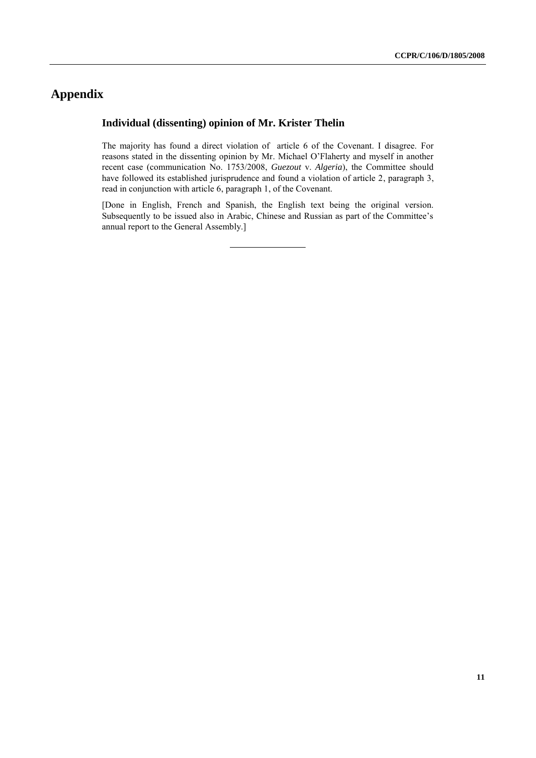# Appendix

## Individual (dissenting) opinion of Mr. Krister Thelin

The majority has found a direct violation of article 6 of the Covenant. I disagree. For reasons stated in the dissenting opinion by Mr. Michael O'Flaherty and myself in another recent case (communication No. 1753/2008, *Guezout* v. *Algeria*), the Committee should have followed its established jurisprudence and found a violation of article 2, paragraph 3, read in conjunction with article 6, paragraph 1, of the Covenant.

[Done in English, French and Spanish, the English text being the original version. Subsequently to be issued also in Arabic, Chinese and Russian as part of the Committee's annual report to the General Assembly.]